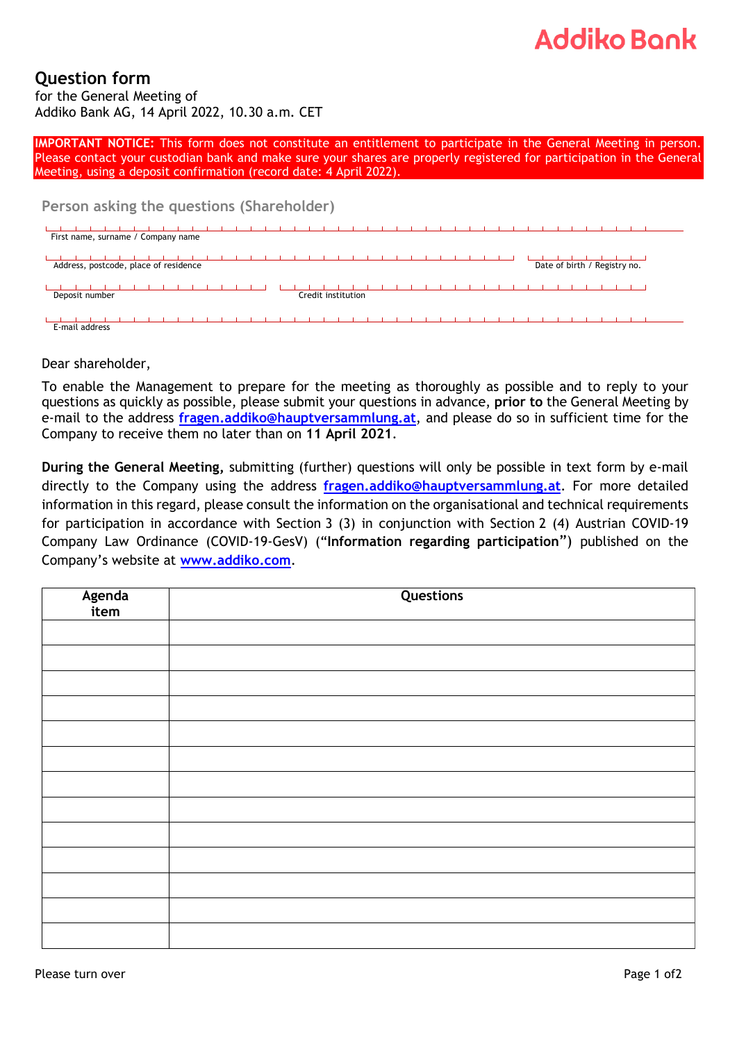Addiko Bank

# Question form

for the General Meeting of
Addiko Bank AG, 14 April 2022, 10.30 a.m. CET

**IMPORTANT NOTICE:** This form does not constitute an entitlement to participate in the General Meeting in person. Please contact your custodian bank and make sure your shares are properly registered for participation in the General Meeting, using a deposit confirmation (record date: 4 April 2022).

## Person asking the questions (Shareholder)

First name, surname / Company name

Address, postcode, place of residence

Date of birth / Registry no.

Deposit number

Credit institution

E-mail address

Dear shareholder,

To enable the Management to prepare for the meeting as thoroughly as possible and to reply to your questions as quickly as possible, please submit your questions in advance, **prior to** the General Meeting by e-mail to the address **fragen.addiko@hauptversammlung.at**, and please do so in sufficient time for the Company to receive them no later than on **11 April 2021**.

**During the General Meeting,** submitting (further) questions will only be possible in text form by e-mail directly to the Company using the address **fragen.addiko@hauptversammlung.at**. For more detailed information in this regard, please consult the information on the organisational and technical requirements for participation in accordance with Section 3 (3) in conjunction with Section 2 (4) Austrian COVID-19 Company Law Ordinance (COVID-19-GesV) ("**Information regarding participation**") published on the Company's website at **www.addiko.com**.

| Agenda item | Questions |
|---|---|
| | |
| | |
| | |
| | |
| | |
| | |
| | |
| | |
| | |
| | |
| | |
| | |
| | |

Please turn over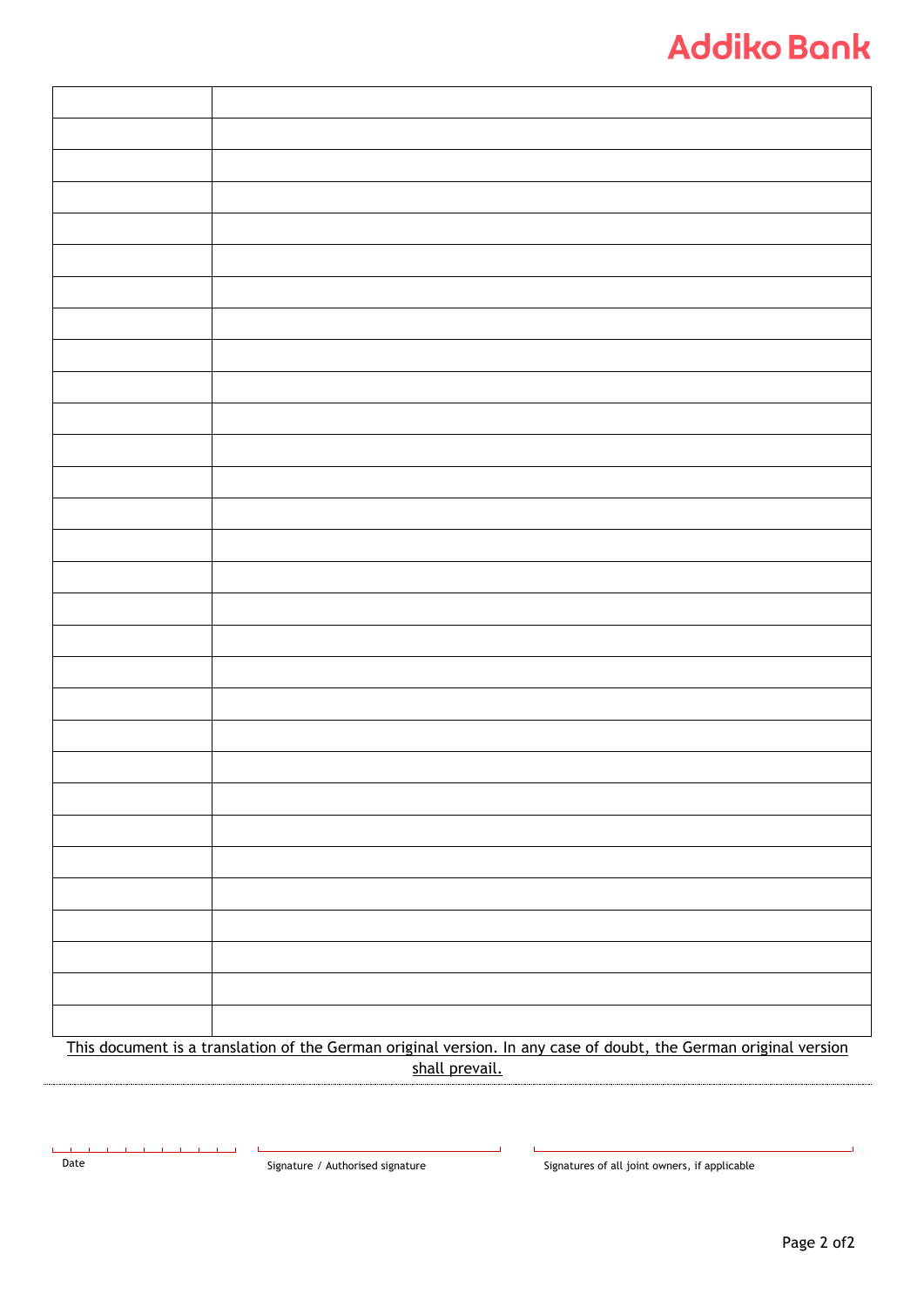| | |
|---|---|
| | |
| | |
| | |
| | |
| | |
| | |
| | |
| | |
| | |
| | |
| | |
| | |
| | |
| | |
| | |
| | |
| | |
| | |
| | |
| | |
| | |
| | |
| | |
| | |
| | |
| | |
| | |
| | |
| | |
| | |

This document is a translation of the German original version. In any case of doubt, the German original version shall prevail.

Date

Signature / Authorised signature

Signatures of all joint owners, if applicable